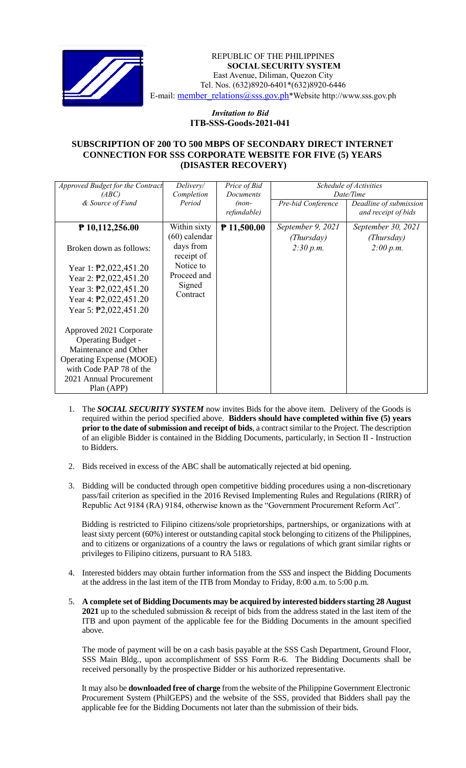REPUBLIC OF THE PHILIPPINES
**SOCIAL SECURITY SYSTEM**
East Avenue, Diliman, Quezon City
Tel. Nos. (632)8920-6401*(632)8920-6446
E-mail: member_relations@sss.gov.ph*Website http://www.sss.gov.ph

*Invitation to Bid*
**ITB-SSS-Goods-2021-041**

## SUBSCRIPTION OF 200 TO 500 MBPS OF SECONDARY DIRECT INTERNET CONNECTION FOR SSS CORPORATE WEBSITE FOR FIVE (5) YEARS (DISASTER RECOVERY)

| *Approved Budget for the Contract (ABC) & Source of Fund* | *Delivery/ Completion Period* | *Price of Bid Documents (non-refundable)* | *Schedule of Activities Date/Time* | |
|---|---|---|---|---|
| | | | *Pre-bid Conference* | *Deadline of submission and receipt of bids* |
| **₱ 10,112,256.00**<br><br>Broken down as follows:<br><br>Year 1: ₱2,022,451.20<br>Year 2: ₱2,022,451.20<br>Year 3: ₱2,022,451.20<br>Year 4: ₱2,022,451.20<br>Year 5: ₱2,022,451.20<br><br>Approved 2021 Corporate Operating Budget - Maintenance and Other Operating Expense (MOOE) with Code PAP 78 of the 2021 Annual Procurement Plan (APP) | Within sixty (60) calendar days from receipt of Notice to Proceed and Signed Contract | **₱ 11,500.00** | *September 9, 2021 (Thursday) 2:30 p.m.* | *September 30, 2021 (Thursday) 2:00 p.m.* |

1. The ***SOCIAL SECURITY SYSTEM*** now invites Bids for the above item. Delivery of the Goods is required within the period specified above. **Bidders should have completed within five (5) years prior to the date of submission and receipt of bids**, a contract similar to the Project. The description of an eligible Bidder is contained in the Bidding Documents, particularly, in Section II - Instruction to Bidders.

2. Bids received in excess of the ABC shall be automatically rejected at bid opening.

3. Bidding will be conducted through open competitive bidding procedures using a non-discretionary pass/fail criterion as specified in the 2016 Revised Implementing Rules and Regulations (RIRR) of Republic Act 9184 (RA) 9184, otherwise known as the "Government Procurement Reform Act".

   Bidding is restricted to Filipino citizens/sole proprietorships, partnerships, or organizations with at least sixty percent (60%) interest or outstanding capital stock belonging to citizens of the Philippines, and to citizens or organizations of a country the laws or regulations of which grant similar rights or privileges to Filipino citizens, pursuant to RA 5183.

4. Interested bidders may obtain further information from the *SSS* and inspect the Bidding Documents at the address in the last item of the ITB from Monday to Friday, 8:00 a.m. to 5:00 p.m.

5. **A complete set of Bidding Documents may be acquired by interested bidders starting 28 August 2021** up to the scheduled submission & receipt of bids from the address stated in the last item of the ITB and upon payment of the applicable fee for the Bidding Documents in the amount specified above.

   The mode of payment will be on a cash basis payable at the SSS Cash Department, Ground Floor, SSS Main Bldg., upon accomplishment of SSS Form R-6. The Bidding Documents shall be received personally by the prospective Bidder or his authorized representative.

   It may also be **downloaded free of charge** from the website of the Philippine Government Electronic Procurement System (PhilGEPS) and the website of the SSS, provided that Bidders shall pay the applicable fee for the Bidding Documents not later than the submission of their bids.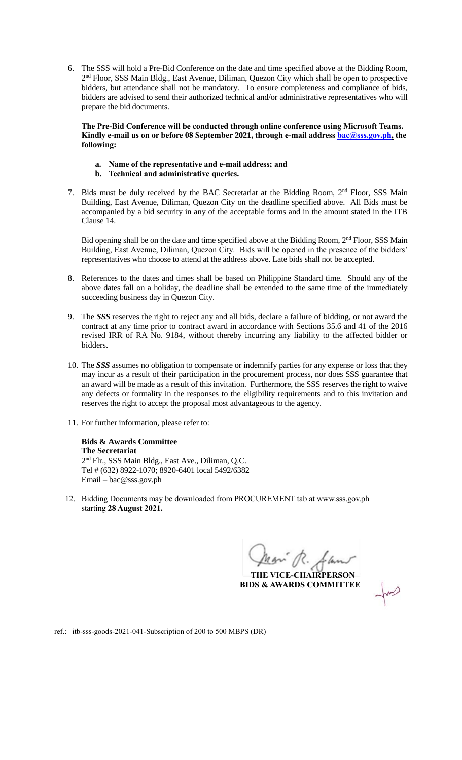6. The SSS will hold a Pre-Bid Conference on the date and time specified above at the Bidding Room, 2nd Floor, SSS Main Bldg., East Avenue, Diliman, Quezon City which shall be open to prospective bidders, but attendance shall not be mandatory. To ensure completeness and compliance of bids, bidders are advised to send their authorized technical and/or administrative representatives who will prepare the bid documents.

   **The Pre-Bid Conference will be conducted through online conference using Microsoft Teams. Kindly e-mail us on or before 08 September 2021, through e-mail address bac@sss.gov.ph, the following:**

   **a. Name of the representative and e-mail address; and**
   **b. Technical and administrative queries.**

7. Bids must be duly received by the BAC Secretariat at the Bidding Room, 2nd Floor, SSS Main Building, East Avenue, Diliman, Quezon City on the deadline specified above. All Bids must be accompanied by a bid security in any of the acceptable forms and in the amount stated in the ITB Clause 14.

   Bid opening shall be on the date and time specified above at the Bidding Room, 2nd Floor, SSS Main Building, East Avenue, Diliman, Quezon City. Bids will be opened in the presence of the bidders' representatives who choose to attend at the address above. Late bids shall not be accepted.

8. References to the dates and times shall be based on Philippine Standard time. Should any of the above dates fall on a holiday, the deadline shall be extended to the same time of the immediately succeeding business day in Quezon City.

9. The ***SSS*** reserves the right to reject any and all bids, declare a failure of bidding, or not award the contract at any time prior to contract award in accordance with Sections 35.6 and 41 of the 2016 revised IRR of RA No. 9184, without thereby incurring any liability to the affected bidder or bidders.

10. The ***SSS*** assumes no obligation to compensate or indemnify parties for any expense or loss that they may incur as a result of their participation in the procurement process, nor does SSS guarantee that an award will be made as a result of this invitation. Furthermore, the SSS reserves the right to waive any defects or formality in the responses to the eligibility requirements and to this invitation and reserves the right to accept the proposal most advantageous to the agency.

11. For further information, please refer to:

    **Bids & Awards Committee**
    **The Secretariat**
    2nd Flr., SSS Main Bldg., East Ave., Diliman, Q.C.
    Tel # (632) 8922-1070; 8920-6401 local 5492/6382
    Email – bac@sss.gov.ph

12. Bidding Documents may be downloaded from PROCUREMENT tab at www.sss.gov.ph starting **28 August 2021.**

**THE VICE-CHAIRPERSON**
**BIDS & AWARDS COMMITTEE**

ref.: itb-sss-goods-2021-041-Subscription of 200 to 500 MBPS (DR)